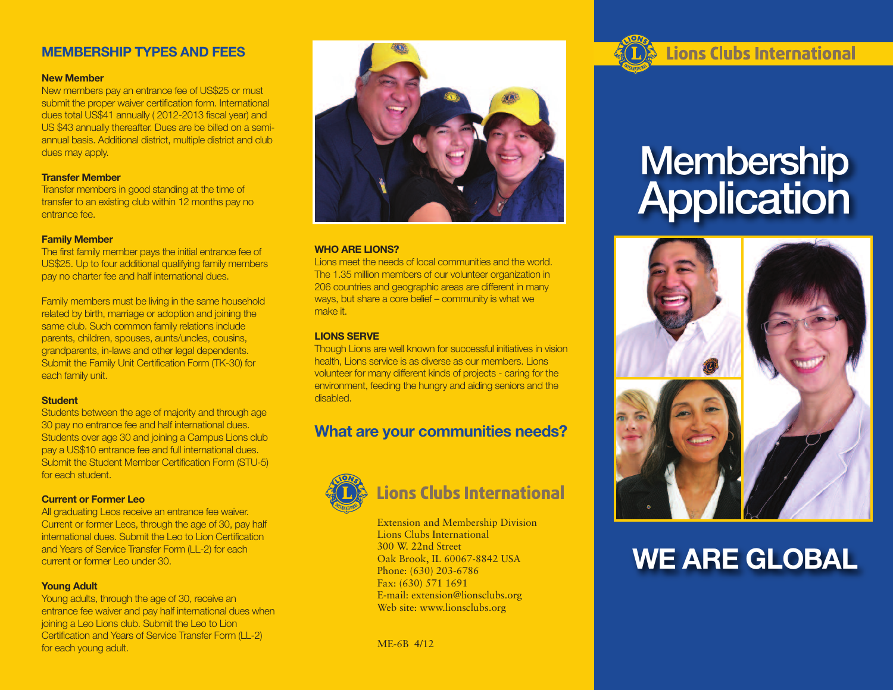## MEMBERSHIP TYPES AND FEES

**New Member**

New members pay an entrance fee of US$25 or must submit the proper waiver certification form. International dues total US$41 annually ( 2012-2013 fiscal year) and US $43 annually thereafter. Dues are be billed on a semi-annual basis. Additional district, multiple district and club dues may apply.

**Transfer Member**

Transfer members in good standing at the time of transfer to an existing club within 12 months pay no entrance fee.

**Family Member**

The first family member pays the initial entrance fee of US$25. Up to four additional qualifying family members pay no charter fee and half international dues.

Family members must be living in the same household related by birth, marriage or adoption and joining the same club. Such common family relations include parents, children, spouses, aunts/uncles, cousins, grandparents, in-laws and other legal dependents. Submit the Family Unit Certification Form (TK-30) for each family unit.

**Student**

Students between the age of majority and through age 30 pay no entrance fee and half international dues. Students over age 30 and joining a Campus Lions club pay a US$10 entrance fee and full international dues. Submit the Student Member Certification Form (STU-5) for each student.

**Current or Former Leo**

All graduating Leos receive an entrance fee waiver. Current or former Leos, through the age of 30, pay half international dues. Submit the Leo to Lion Certification and Years of Service Transfer Form (LL-2) for each current or former Leo under 30.

**Young Adult**

Young adults, through the age of 30, receive an entrance fee waiver and pay half international dues when joining a Leo Lions club. Submit the Leo to Lion Certification and Years of Service Transfer Form (LL-2) for each young adult.

**WHO ARE LIONS?**

Lions meet the needs of local communities and the world. The 1.35 million members of our volunteer organization in 206 countries and geographic areas are different in many ways, but share a core belief – community is what we make it.

**LIONS SERVE**

Though Lions are well known for successful initiatives in vision health, Lions service is as diverse as our members. Lions volunteer for many different kinds of projects - caring for the environment, feeding the hungry and aiding seniors and the disabled.

## What are your communities needs?

**Lions Clubs International**

Extension and Membership Division
Lions Clubs International
300 W. 22nd Street
Oak Brook, IL 60067-8842 USA
Phone: (630) 203-6786
Fax: (630) 571 1691
E-mail: extension@lionsclubs.org
Web site: www.lionsclubs.org

ME-6B 4/12

**Lions Clubs International**

# Membership Application

## WE ARE GLOBAL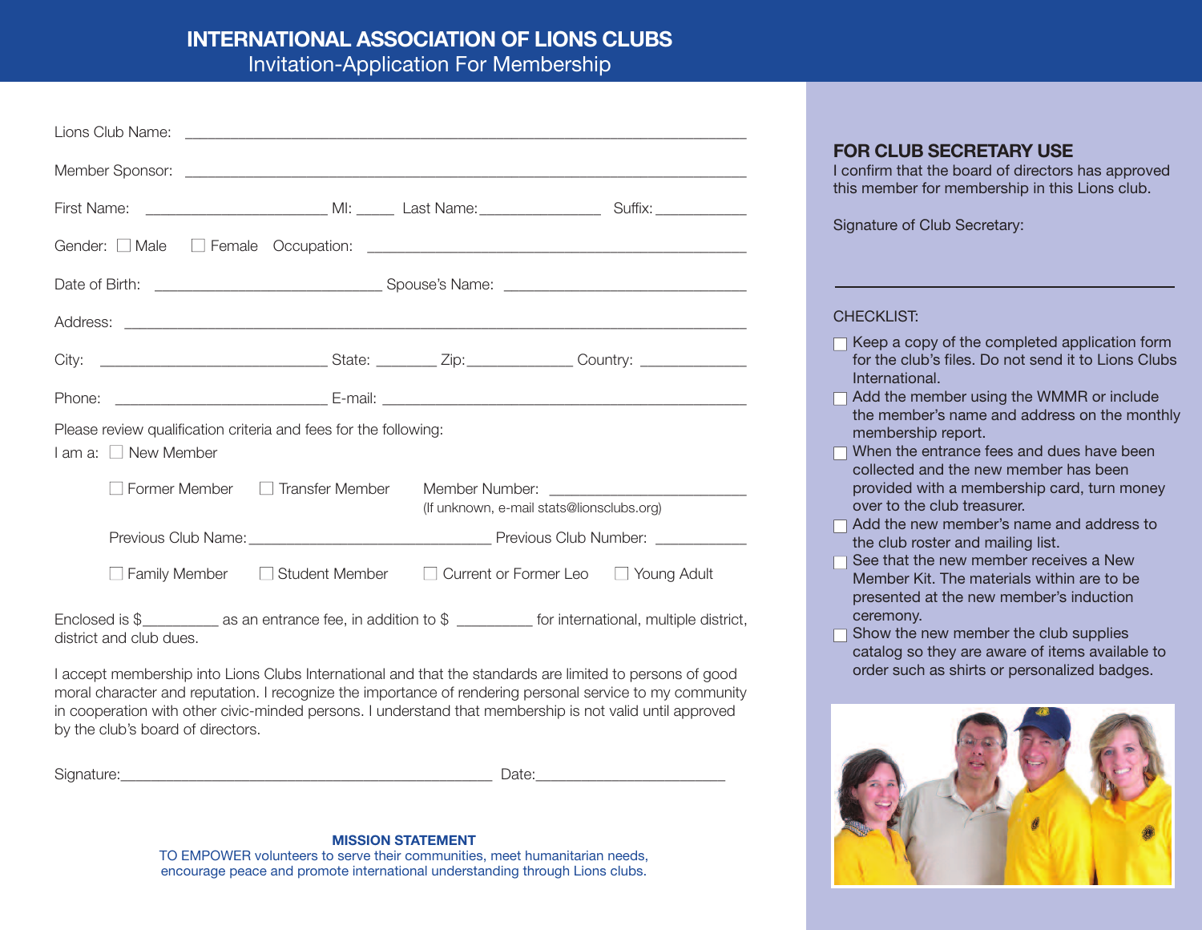# INTERNATIONAL ASSOCIATION OF LIONS CLUBS

## Invitation-Application For Membership

Lions Club Name: ____________________________________________

Member Sponsor: ____________________________________________

First Name: ______________________ MI: _____ Last Name: _______________ Suffix: ___________

Gender: ☐ Male ☐ Female Occupation: ____________________________________________

Date of Birth: ____________________________ Spouse's Name: ______________________________

Address: ____________________________________________

City: ____________________________ State: ________ Zip: _____________ Country: _____________

Phone: __________________________ E-mail: ____________________________________________

Please review qualification criteria and fees for the following:

I am a: ☐ New Member

☐ Former Member ☐ Transfer Member Member Number: ________________________
(If unknown, e-mail stats@lionsclubs.org)

Previous Club Name: ______________________________ Previous Club Number: ___________

☐ Family Member ☐ Student Member ☐ Current or Former Leo ☐ Young Adult

Enclosed is $_________ as an entrance fee, in addition to $ _________ for international, multiple district, district and club dues.

I accept membership into Lions Clubs International and that the standards are limited to persons of good moral character and reputation. I recognize the importance of rendering personal service to my community in cooperation with other civic-minded persons. I understand that membership is not valid until approved by the club's board of directors.

Signature: ______________________________________________ Date: ________________________

**MISSION STATEMENT**

TO EMPOWER volunteers to serve their communities, meet humanitarian needs, encourage peace and promote international understanding through Lions clubs.

## FOR CLUB SECRETARY USE

I confirm that the board of directors has approved this member for membership in this Lions club.

Signature of Club Secretary:

________________________________________

CHECKLIST:

- ☐ Keep a copy of the completed application form for the club's files. Do not send it to Lions Clubs International.
- ☐ Add the member using the WMMR or include the member's name and address on the monthly membership report.
- ☐ When the entrance fees and dues have been collected and the new member has been provided with a membership card, turn money over to the club treasurer.
- ☐ Add the new member's name and address to the club roster and mailing list.
- ☐ See that the new member receives a New Member Kit. The materials within are to be presented at the new member's induction ceremony.
- ☐ Show the new member the club supplies catalog so they are aware of items available to order such as shirts or personalized badges.